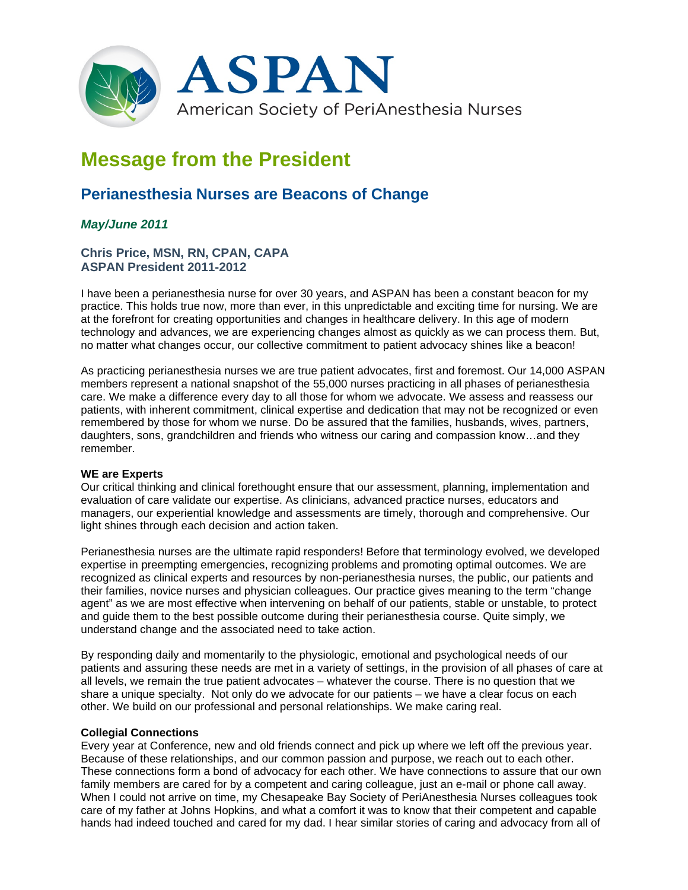ASPAN
American Society of PeriAnesthesia Nurses

# Message from the President

## Perianesthesia Nurses are Beacons of Change

***May/June 2011***

**Chris Price, MSN, RN, CPAN, CAPA**
**ASPAN President 2011-2012**

I have been a perianesthesia nurse for over 30 years, and ASPAN has been a constant beacon for my practice. This holds true now, more than ever, in this unpredictable and exciting time for nursing. We are at the forefront for creating opportunities and changes in healthcare delivery. In this age of modern technology and advances, we are experiencing changes almost as quickly as we can process them. But, no matter what changes occur, our collective commitment to patient advocacy shines like a beacon!

As practicing perianesthesia nurses we are true patient advocates, first and foremost. Our 14,000 ASPAN members represent a national snapshot of the 55,000 nurses practicing in all phases of perianesthesia care. We make a difference every day to all those for whom we advocate. We assess and reassess our patients, with inherent commitment, clinical expertise and dedication that may not be recognized or even remembered by those for whom we nurse. Do be assured that the families, husbands, wives, partners, daughters, sons, grandchildren and friends who witness our caring and compassion know…and they remember.

**WE are Experts**
Our critical thinking and clinical forethought ensure that our assessment, planning, implementation and evaluation of care validate our expertise. As clinicians, advanced practice nurses, educators and managers, our experiential knowledge and assessments are timely, thorough and comprehensive. Our light shines through each decision and action taken.

Perianesthesia nurses are the ultimate rapid responders! Before that terminology evolved, we developed expertise in preempting emergencies, recognizing problems and promoting optimal outcomes. We are recognized as clinical experts and resources by non-perianesthesia nurses, the public, our patients and their families, novice nurses and physician colleagues. Our practice gives meaning to the term "change agent" as we are most effective when intervening on behalf of our patients, stable or unstable, to protect and guide them to the best possible outcome during their perianesthesia course. Quite simply, we understand change and the associated need to take action.

By responding daily and momentarily to the physiologic, emotional and psychological needs of our patients and assuring these needs are met in a variety of settings, in the provision of all phases of care at all levels, we remain the true patient advocates – whatever the course. There is no question that we share a unique specialty. Not only do we advocate for our patients – we have a clear focus on each other. We build on our professional and personal relationships. We make caring real.

**Collegial Connections**
Every year at Conference, new and old friends connect and pick up where we left off the previous year. Because of these relationships, and our common passion and purpose, we reach out to each other. These connections form a bond of advocacy for each other. We have connections to assure that our own family members are cared for by a competent and caring colleague, just an e-mail or phone call away. When I could not arrive on time, my Chesapeake Bay Society of PeriAnesthesia Nurses colleagues took care of my father at Johns Hopkins, and what a comfort it was to know that their competent and capable hands had indeed touched and cared for my dad. I hear similar stories of caring and advocacy from all of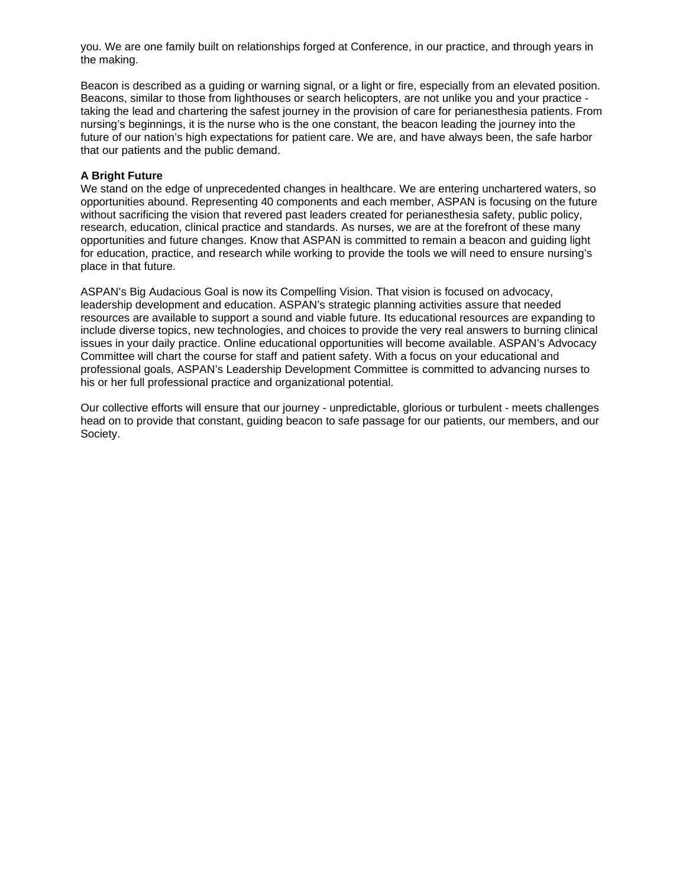you. We are one family built on relationships forged at Conference, in our practice, and through years in the making.

Beacon is described as a guiding or warning signal, or a light or fire, especially from an elevated position. Beacons, similar to those from lighthouses or search helicopters, are not unlike you and your practice - taking the lead and chartering the safest journey in the provision of care for perianesthesia patients. From nursing's beginnings, it is the nurse who is the one constant, the beacon leading the journey into the future of our nation's high expectations for patient care. We are, and have always been, the safe harbor that our patients and the public demand.

**A Bright Future**

We stand on the edge of unprecedented changes in healthcare. We are entering unchartered waters, so opportunities abound. Representing 40 components and each member, ASPAN is focusing on the future without sacrificing the vision that revered past leaders created for perianesthesia safety, public policy, research, education, clinical practice and standards. As nurses, we are at the forefront of these many opportunities and future changes. Know that ASPAN is committed to remain a beacon and guiding light for education, practice, and research while working to provide the tools we will need to ensure nursing's place in that future.

ASPAN's Big Audacious Goal is now its Compelling Vision. That vision is focused on advocacy, leadership development and education. ASPAN's strategic planning activities assure that needed resources are available to support a sound and viable future. Its educational resources are expanding to include diverse topics, new technologies, and choices to provide the very real answers to burning clinical issues in your daily practice. Online educational opportunities will become available. ASPAN's Advocacy Committee will chart the course for staff and patient safety. With a focus on your educational and professional goals, ASPAN's Leadership Development Committee is committed to advancing nurses to his or her full professional practice and organizational potential.

Our collective efforts will ensure that our journey - unpredictable, glorious or turbulent - meets challenges head on to provide that constant, guiding beacon to safe passage for our patients, our members, and our Society.